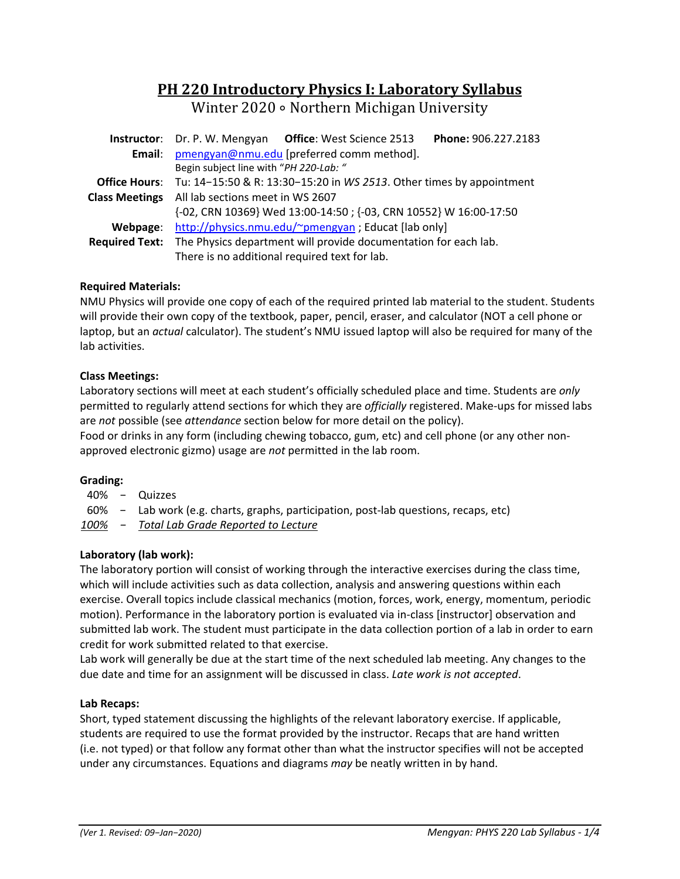# PH 220 Introductory Physics I: Laboratory Syllabus

Winter 2020 ∘ Northern Michigan University

| | |
|---|---|
| **Instructor**: | Dr. P. W. Mengyan **Office**: West Science 2513 **Phone:** 906.227.2183 |
| **Email**: | pmengyan@nmu.edu [preferred comm method]. Begin subject line with "*PH 220-Lab: "* |
| **Office Hours**: | Tu: 14−15:50 & R: 13:30−15:20 in *WS 2513*. Other times by appointment |
| **Class Meetings** | All lab sections meet in WS 2607 {-02, CRN 10369} Wed 13:00-14:50 ; {-03, CRN 10552} W 16:00-17:50 |
| **Webpage**: | http://physics.nmu.edu/~pmengyan ; Educat [lab only] |
| **Required Text:** | The Physics department will provide documentation for each lab. There is no additional required text for lab. |

**Required Materials:**

NMU Physics will provide one copy of each of the required printed lab material to the student. Students will provide their own copy of the textbook, paper, pencil, eraser, and calculator (NOT a cell phone or laptop, but an *actual* calculator). The student's NMU issued laptop will also be required for many of the lab activities.

**Class Meetings:**

Laboratory sections will meet at each student's officially scheduled place and time. Students are *only* permitted to regularly attend sections for which they are *officially* registered. Make-ups for missed labs are *not* possible (see *attendance* section below for more detail on the policy).

Food or drinks in any form (including chewing tobacco, gum, etc) and cell phone (or any other non-approved electronic gizmo) usage are *not* permitted in the lab room.

**Grading:**

40% − Quizzes
60% − Lab work (e.g. charts, graphs, participation, post-lab questions, recaps, etc)
*100%* − *Total Lab Grade Reported to Lecture*

**Laboratory (lab work):**

The laboratory portion will consist of working through the interactive exercises during the class time, which will include activities such as data collection, analysis and answering questions within each exercise. Overall topics include classical mechanics (motion, forces, work, energy, momentum, periodic motion). Performance in the laboratory portion is evaluated via in-class [instructor] observation and submitted lab work. The student must participate in the data collection portion of a lab in order to earn credit for work submitted related to that exercise.

Lab work will generally be due at the start time of the next scheduled lab meeting. Any changes to the due date and time for an assignment will be discussed in class. *Late work is not accepted*.

**Lab Recaps:**

Short, typed statement discussing the highlights of the relevant laboratory exercise. If applicable, students are required to use the format provided by the instructor. Recaps that are hand written (i.e. not typed) or that follow any format other than what the instructor specifies will not be accepted under any circumstances. Equations and diagrams *may* be neatly written in by hand.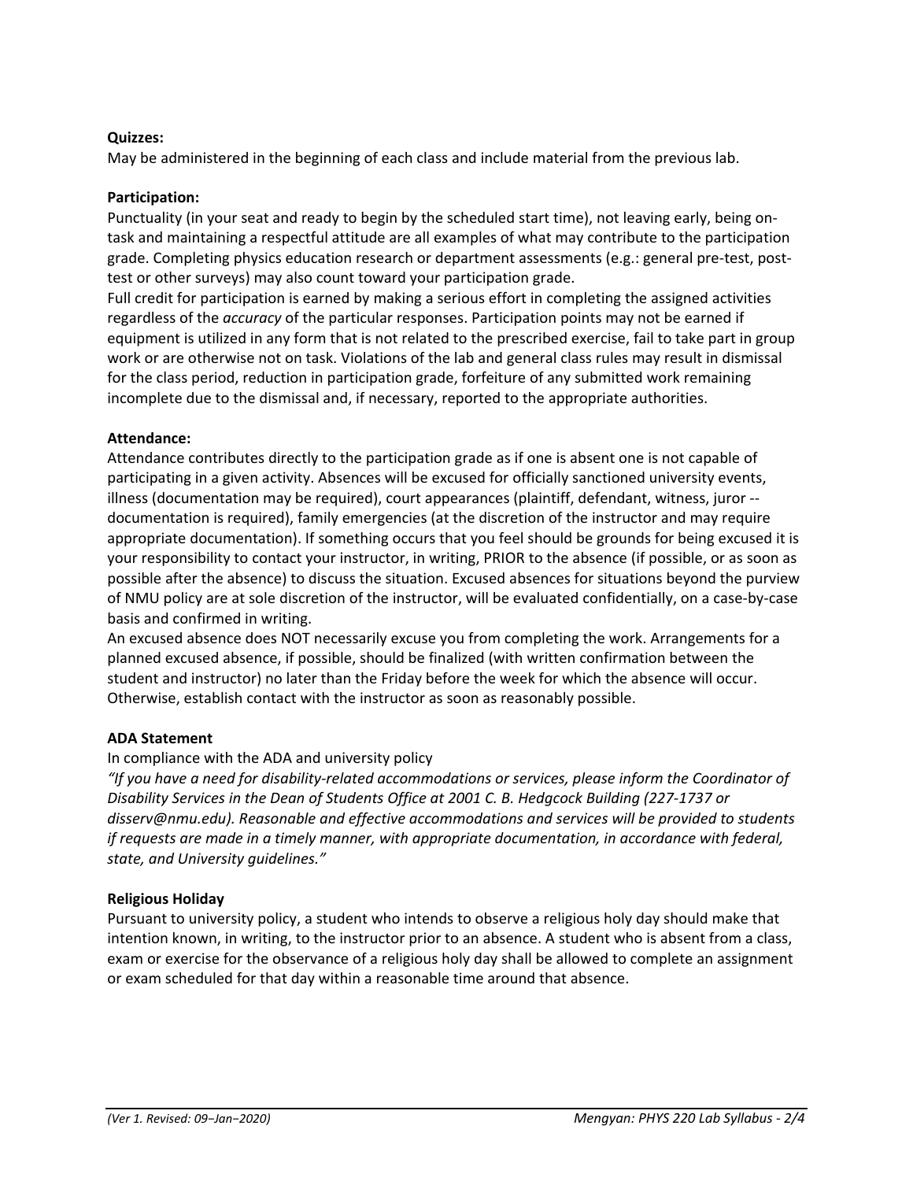**Quizzes:**

May be administered in the beginning of each class and include material from the previous lab.

**Participation:**

Punctuality (in your seat and ready to begin by the scheduled start time), not leaving early, being on-task and maintaining a respectful attitude are all examples of what may contribute to the participation grade. Completing physics education research or department assessments (e.g.: general pre-test, post-test or other surveys) may also count toward your participation grade.

Full credit for participation is earned by making a serious effort in completing the assigned activities regardless of the *accuracy* of the particular responses. Participation points may not be earned if equipment is utilized in any form that is not related to the prescribed exercise, fail to take part in group work or are otherwise not on task. Violations of the lab and general class rules may result in dismissal for the class period, reduction in participation grade, forfeiture of any submitted work remaining incomplete due to the dismissal and, if necessary, reported to the appropriate authorities.

**Attendance:**

Attendance contributes directly to the participation grade as if one is absent one is not capable of participating in a given activity. Absences will be excused for officially sanctioned university events, illness (documentation may be required), court appearances (plaintiff, defendant, witness, juror -- documentation is required), family emergencies (at the discretion of the instructor and may require appropriate documentation). If something occurs that you feel should be grounds for being excused it is your responsibility to contact your instructor, in writing, PRIOR to the absence (if possible, or as soon as possible after the absence) to discuss the situation. Excused absences for situations beyond the purview of NMU policy are at sole discretion of the instructor, will be evaluated confidentially, on a case-by-case basis and confirmed in writing.

An excused absence does NOT necessarily excuse you from completing the work. Arrangements for a planned excused absence, if possible, should be finalized (with written confirmation between the student and instructor) no later than the Friday before the week for which the absence will occur. Otherwise, establish contact with the instructor as soon as reasonably possible.

**ADA Statement**

In compliance with the ADA and university policy

*"If you have a need for disability-related accommodations or services, please inform the Coordinator of Disability Services in the Dean of Students Office at 2001 C. B. Hedgcock Building (227-1737 or disserv@nmu.edu). Reasonable and effective accommodations and services will be provided to students if requests are made in a timely manner, with appropriate documentation, in accordance with federal, state, and University guidelines."*

**Religious Holiday**

Pursuant to university policy, a student who intends to observe a religious holy day should make that intention known, in writing, to the instructor prior to an absence. A student who is absent from a class, exam or exercise for the observance of a religious holy day shall be allowed to complete an assignment or exam scheduled for that day within a reasonable time around that absence.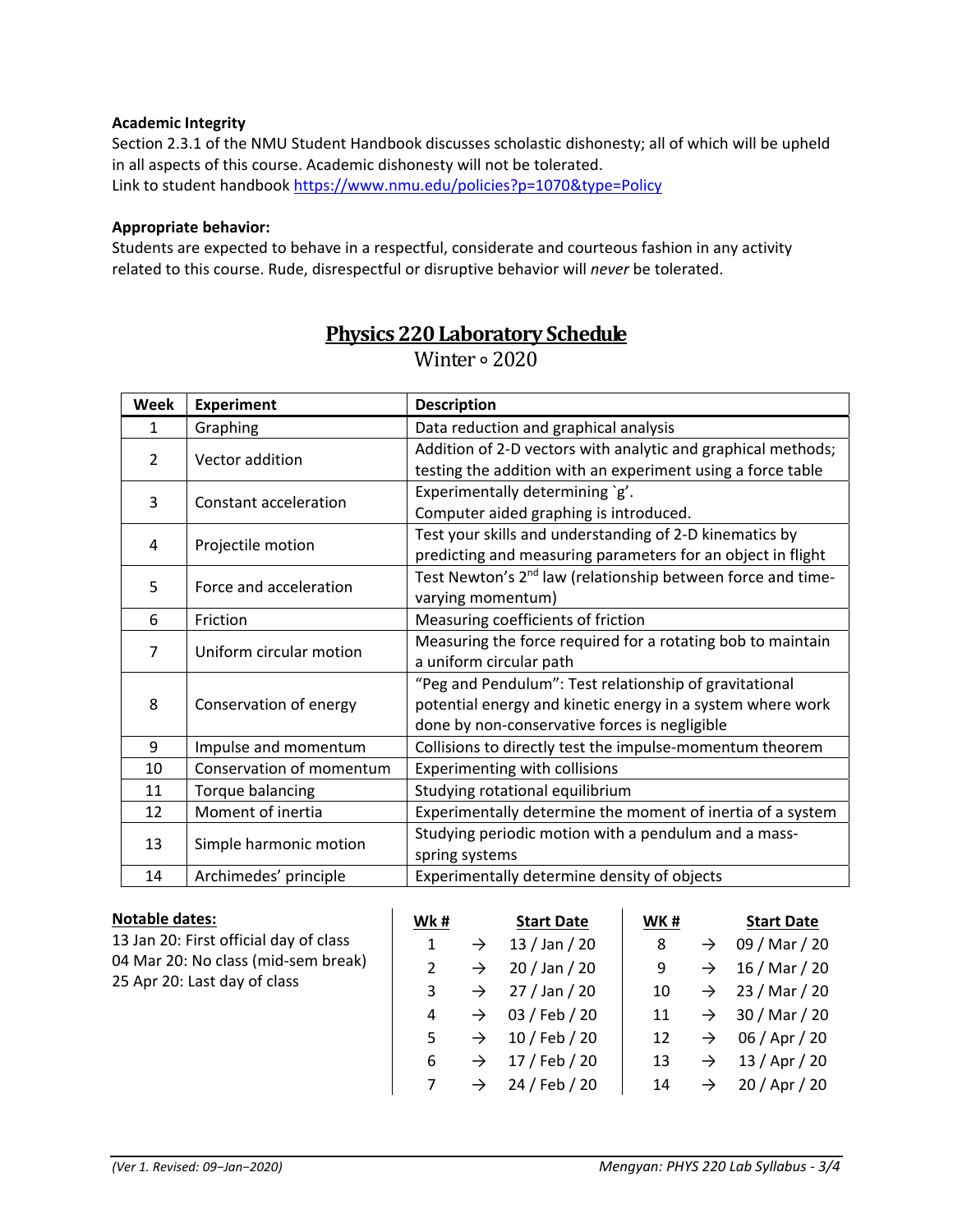**Academic Integrity**
Section 2.3.1 of the NMU Student Handbook discusses scholastic dishonesty; all of which will be upheld in all aspects of this course. Academic dishonesty will not be tolerated.
Link to student handbook https://www.nmu.edu/policies?p=1070&type=Policy

**Appropriate behavior:**
Students are expected to behave in a respectful, considerate and courteous fashion in any activity related to this course. Rude, disrespectful or disruptive behavior will *never* be tolerated.

## Physics 220 Laboratory Schedule

Winter ∘ 2020

| Week | Experiment | Description |
|---|---|---|
| 1 | Graphing | Data reduction and graphical analysis |
| 2 | Vector addition | Addition of 2-D vectors with analytic and graphical methods; testing the addition with an experiment using a force table |
| 3 | Constant acceleration | Experimentally determining `g'. Computer aided graphing is introduced. |
| 4 | Projectile motion | Test your skills and understanding of 2-D kinematics by predicting and measuring parameters for an object in flight |
| 5 | Force and acceleration | Test Newton's 2nd law (relationship between force and time-varying momentum) |
| 6 | Friction | Measuring coefficients of friction |
| 7 | Uniform circular motion | Measuring the force required for a rotating bob to maintain a uniform circular path |
| 8 | Conservation of energy | "Peg and Pendulum": Test relationship of gravitational potential energy and kinetic energy in a system where work done by non-conservative forces is negligible |
| 9 | Impulse and momentum | Collisions to directly test the impulse-momentum theorem |
| 10 | Conservation of momentum | Experimenting with collisions |
| 11 | Torque balancing | Studying rotational equilibrium |
| 12 | Moment of inertia | Experimentally determine the moment of inertia of a system |
| 13 | Simple harmonic motion | Studying periodic motion with a pendulum and a mass-spring systems |
| 14 | Archimedes' principle | Experimentally determine density of objects |

**Notable dates:**
13 Jan 20: First official day of class
04 Mar 20: No class (mid-sem break)
25 Apr 20: Last day of class

| Wk # | | Start Date | WK # | | Start Date |
|---|---|---|---|---|---|
| 1 | → | 13 / Jan / 20 | 8 | → | 09 / Mar / 20 |
| 2 | → | 20 / Jan / 20 | 9 | → | 16 / Mar / 20 |
| 3 | → | 27 / Jan / 20 | 10 | → | 23 / Mar / 20 |
| 4 | → | 03 / Feb / 20 | 11 | → | 30 / Mar / 20 |
| 5 | → | 10 / Feb / 20 | 12 | → | 06 / Apr / 20 |
| 6 | → | 17 / Feb / 20 | 13 | → | 13 / Apr / 20 |
| 7 | → | 24 / Feb / 20 | 14 | → | 20 / Apr / 20 |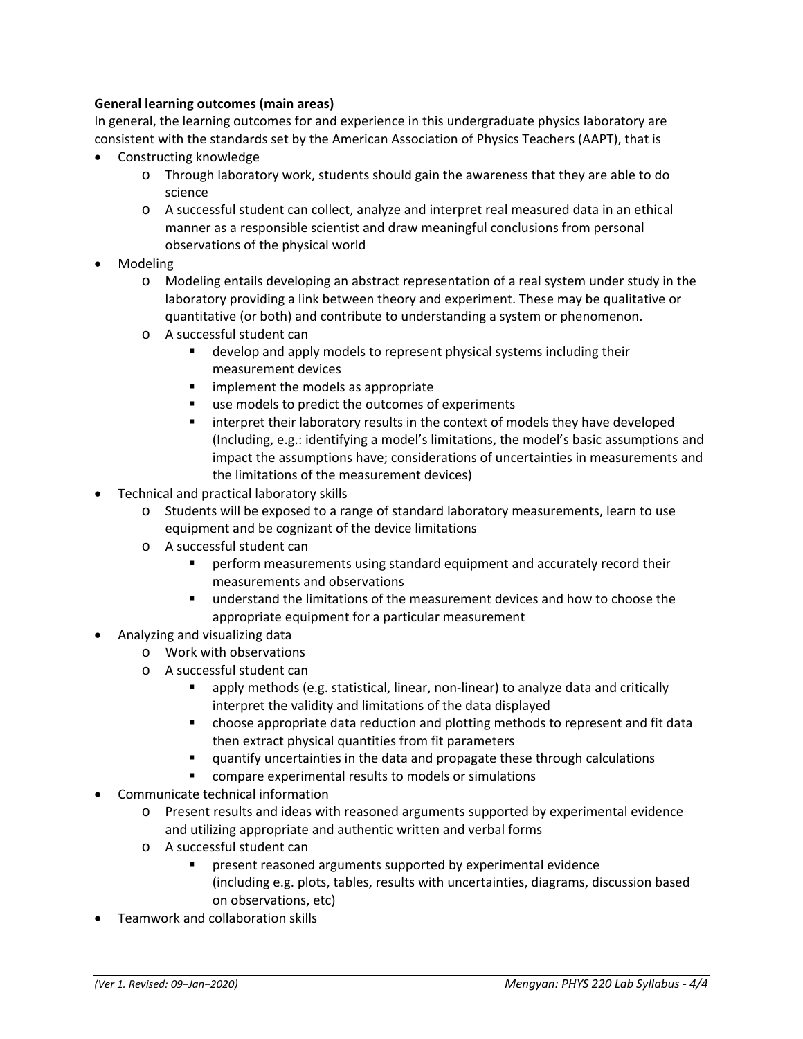**General learning outcomes (main areas)**

In general, the learning outcomes for and experience in this undergraduate physics laboratory are consistent with the standards set by the American Association of Physics Teachers (AAPT), that is

- Constructing knowledge
    - Through laboratory work, students should gain the awareness that they are able to do science
    - A successful student can collect, analyze and interpret real measured data in an ethical manner as a responsible scientist and draw meaningful conclusions from personal observations of the physical world
- Modeling
    - Modeling entails developing an abstract representation of a real system under study in the laboratory providing a link between theory and experiment. These may be qualitative or quantitative (or both) and contribute to understanding a system or phenomenon.
    - A successful student can
        - develop and apply models to represent physical systems including their measurement devices
        - implement the models as appropriate
        - use models to predict the outcomes of experiments
        - interpret their laboratory results in the context of models they have developed (Including, e.g.: identifying a model's limitations, the model's basic assumptions and impact the assumptions have; considerations of uncertainties in measurements and the limitations of the measurement devices)
- Technical and practical laboratory skills
    - Students will be exposed to a range of standard laboratory measurements, learn to use equipment and be cognizant of the device limitations
    - A successful student can
        - perform measurements using standard equipment and accurately record their measurements and observations
        - understand the limitations of the measurement devices and how to choose the appropriate equipment for a particular measurement
- Analyzing and visualizing data
    - Work with observations
    - A successful student can
        - apply methods (e.g. statistical, linear, non-linear) to analyze data and critically interpret the validity and limitations of the data displayed
        - choose appropriate data reduction and plotting methods to represent and fit data then extract physical quantities from fit parameters
        - quantify uncertainties in the data and propagate these through calculations
        - compare experimental results to models or simulations
- Communicate technical information
    - Present results and ideas with reasoned arguments supported by experimental evidence and utilizing appropriate and authentic written and verbal forms
    - A successful student can
        - present reasoned arguments supported by experimental evidence (including e.g. plots, tables, results with uncertainties, diagrams, discussion based on observations, etc)
- Teamwork and collaboration skills